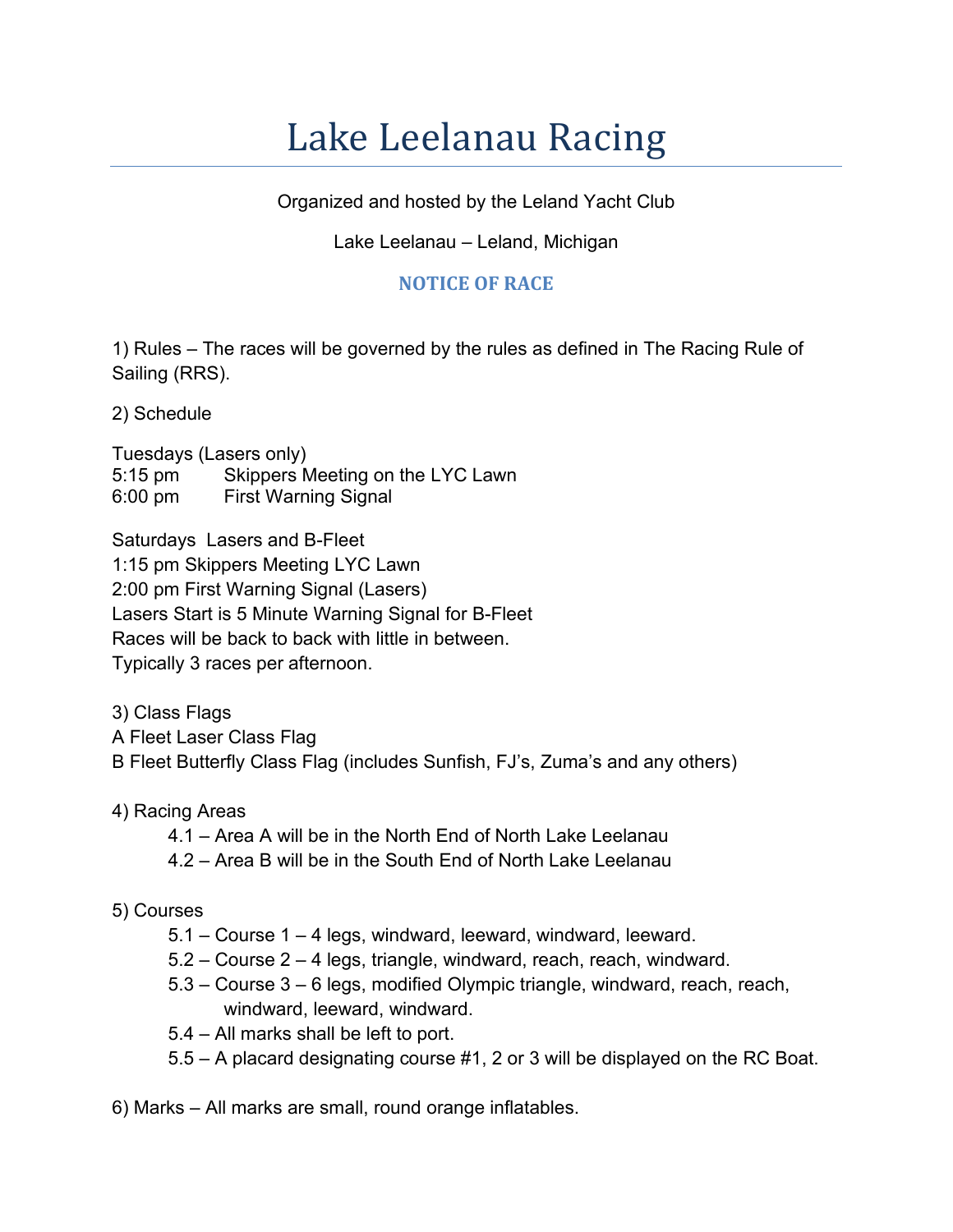# Lake Leelanau Racing

Organized and hosted by the Leland Yacht Club

Lake Leelanau – Leland, Michigan

## NOTICE OF RACE

1) Rules – The races will be governed by the rules as defined in The Racing Rule of Sailing (RRS).

2) Schedule

Tuesdays (Lasers only)
5:15 pm Skippers Meeting on the LYC Lawn
6:00 pm First Warning Signal

Saturdays Lasers and B-Fleet
1:15 pm Skippers Meeting LYC Lawn
2:00 pm First Warning Signal (Lasers)
Lasers Start is 5 Minute Warning Signal for B-Fleet
Races will be back to back with little in between.
Typically 3 races per afternoon.

3) Class Flags
A Fleet Laser Class Flag
B Fleet Butterfly Class Flag (includes Sunfish, FJ's, Zuma's and any others)

4) Racing Areas

- 4.1 – Area A will be in the North End of North Lake Leelanau
- 4.2 – Area B will be in the South End of North Lake Leelanau

5) Courses

- 5.1 – Course 1 – 4 legs, windward, leeward, windward, leeward.
- 5.2 – Course 2 – 4 legs, triangle, windward, reach, reach, windward.
- 5.3 – Course 3 – 6 legs, modified Olympic triangle, windward, reach, reach, windward, leeward, windward.
- 5.4 – All marks shall be left to port.
- 5.5 – A placard designating course #1, 2 or 3 will be displayed on the RC Boat.

6) Marks – All marks are small, round orange inflatables.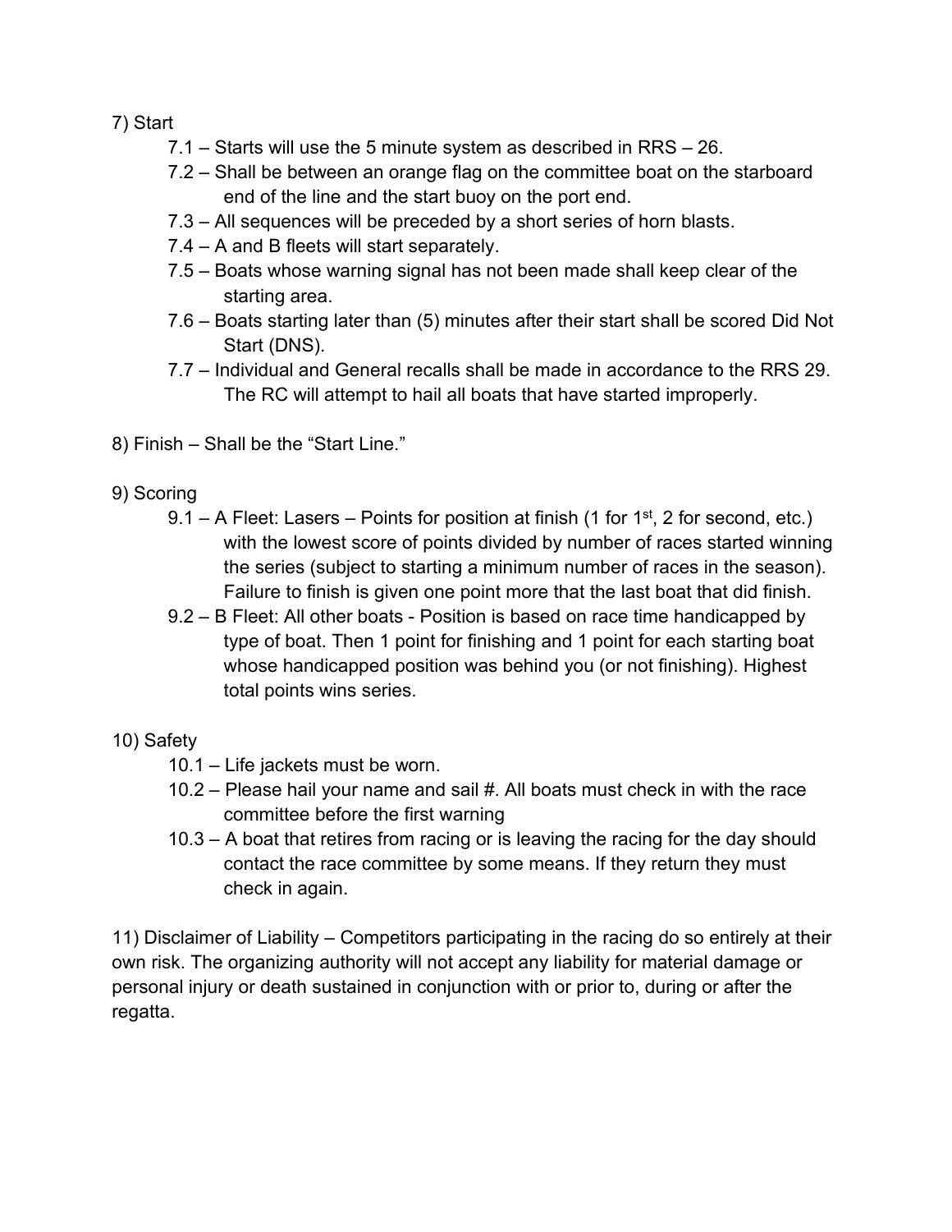7) Start

- 7.1 – Starts will use the 5 minute system as described in RRS – 26.
- 7.2 – Shall be between an orange flag on the committee boat on the starboard end of the line and the start buoy on the port end.
- 7.3 – All sequences will be preceded by a short series of horn blasts.
- 7.4 – A and B fleets will start separately.
- 7.5 – Boats whose warning signal has not been made shall keep clear of the starting area.
- 7.6 – Boats starting later than (5) minutes after their start shall be scored Did Not Start (DNS).
- 7.7 – Individual and General recalls shall be made in accordance to the RRS 29. The RC will attempt to hail all boats that have started improperly.

8) Finish – Shall be the "Start Line."

9) Scoring

- 9.1 – A Fleet: Lasers – Points for position at finish (1 for 1st, 2 for second, etc.) with the lowest score of points divided by number of races started winning the series (subject to starting a minimum number of races in the season). Failure to finish is given one point more that the last boat that did finish.
- 9.2 – B Fleet: All other boats - Position is based on race time handicapped by type of boat. Then 1 point for finishing and 1 point for each starting boat whose handicapped position was behind you (or not finishing). Highest total points wins series.

10) Safety

- 10.1 – Life jackets must be worn.
- 10.2 – Please hail your name and sail #. All boats must check in with the race committee before the first warning
- 10.3 – A boat that retires from racing or is leaving the racing for the day should contact the race committee by some means. If they return they must check in again.

11) Disclaimer of Liability – Competitors participating in the racing do so entirely at their own risk. The organizing authority will not accept any liability for material damage or personal injury or death sustained in conjunction with or prior to, during or after the regatta.